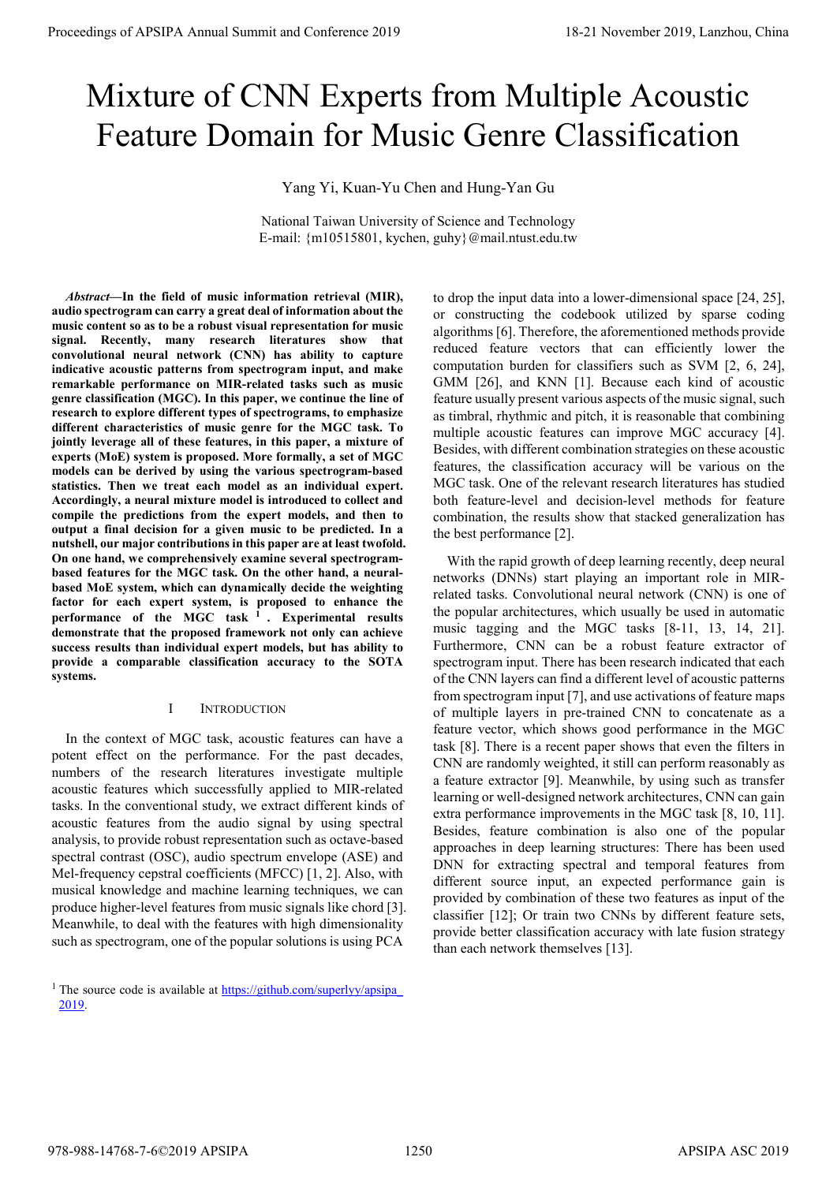# Mixture of CNN Experts from Multiple Acoustic Feature Domain for Music Genre Classification

Yang Yi, Kuan-Yu Chen and Hung-Yan Gu

National Taiwan University of Science and Technology
E-mail: {m10515801, kychen, guhy}@mail.ntust.edu.tw

***Abstract*—In the field of music information retrieval (MIR), audio spectrogram can carry a great deal of information about the music content so as to be a robust visual representation for music signal. Recently, many research literatures show that convolutional neural network (CNN) has ability to capture indicative acoustic patterns from spectrogram input, and make remarkable performance on MIR-related tasks such as music genre classification (MGC). In this paper, we continue the line of research to explore different types of spectrograms, to emphasize different characteristics of music genre for the MGC task. To jointly leverage all of these features, in this paper, a mixture of experts (MoE) system is proposed. More formally, a set of MGC models can be derived by using the various spectrogram-based statistics. Then we treat each model as an individual expert. Accordingly, a neural mixture model is introduced to collect and compile the predictions from the expert models, and then to output a final decision for a given music to be predicted. In a nutshell, our major contributions in this paper are at least twofold. On one hand, we comprehensively examine several spectrogram-based features for the MGC task. On the other hand, a neural-based MoE system, which can dynamically decide the weighting factor for each expert system, is proposed to enhance the performance of the MGC task [1]. Experimental results demonstrate that the proposed framework not only can achieve success results than individual expert models, but has ability to provide a comparable classification accuracy to the SOTA systems.**

## I INTRODUCTION

In the context of MGC task, acoustic features can have a potent effect on the performance. For the past decades, numbers of the research literatures investigate multiple acoustic features which successfully applied to MIR-related tasks. In the conventional study, we extract different kinds of acoustic features from the audio signal by using spectral analysis, to provide robust representation such as octave-based spectral contrast (OSC), audio spectrum envelope (ASE) and Mel-frequency cepstral coefficients (MFCC) [1, 2]. Also, with musical knowledge and machine learning techniques, we can produce higher-level features from music signals like chord [3]. Meanwhile, to deal with the features with high dimensionality such as spectrogram, one of the popular solutions is using PCA to drop the input data into a lower-dimensional space [24, 25], or constructing the codebook utilized by sparse coding algorithms [6]. Therefore, the aforementioned methods provide reduced feature vectors that can efficiently lower the computation burden for classifiers such as SVM [2, 6, 24], GMM [26], and KNN [1]. Because each kind of acoustic feature usually present various aspects of the music signal, such as timbral, rhythmic and pitch, it is reasonable that combining multiple acoustic features can improve MGC accuracy [4]. Besides, with different combination strategies on these acoustic features, the classification accuracy will be various on the MGC task. One of the relevant research literatures has studied both feature-level and decision-level methods for feature combination, the results show that stacked generalization has the best performance [2].

With the rapid growth of deep learning recently, deep neural networks (DNNs) start playing an important role in MIR-related tasks. Convolutional neural network (CNN) is one of the popular architectures, which usually be used in automatic music tagging and the MGC tasks [8-11, 13, 14, 21]. Furthermore, CNN can be a robust feature extractor of spectrogram input. There has been research indicated that each of the CNN layers can find a different level of acoustic patterns from spectrogram input [7], and use activations of feature maps of multiple layers in pre-trained CNN to concatenate as a feature vector, which shows good performance in the MGC task [8]. There is a recent paper shows that even the filters in CNN are randomly weighted, it still can perform reasonably as a feature extractor [9]. Meanwhile, by using such as transfer learning or well-designed network architectures, CNN can gain extra performance improvements in the MGC task [8, 10, 11]. Besides, feature combination is also one of the popular approaches in deep learning structures: There has been used DNN for extracting spectral and temporal features from different source input, an expected performance gain is provided by combination of these two features as input of the classifier [12]; Or train two CNNs by different feature sets, provide better classification accuracy with late fusion strategy than each network themselves [13].

[1] The source code is available at https://github.com/superlyy/apsipa_2019.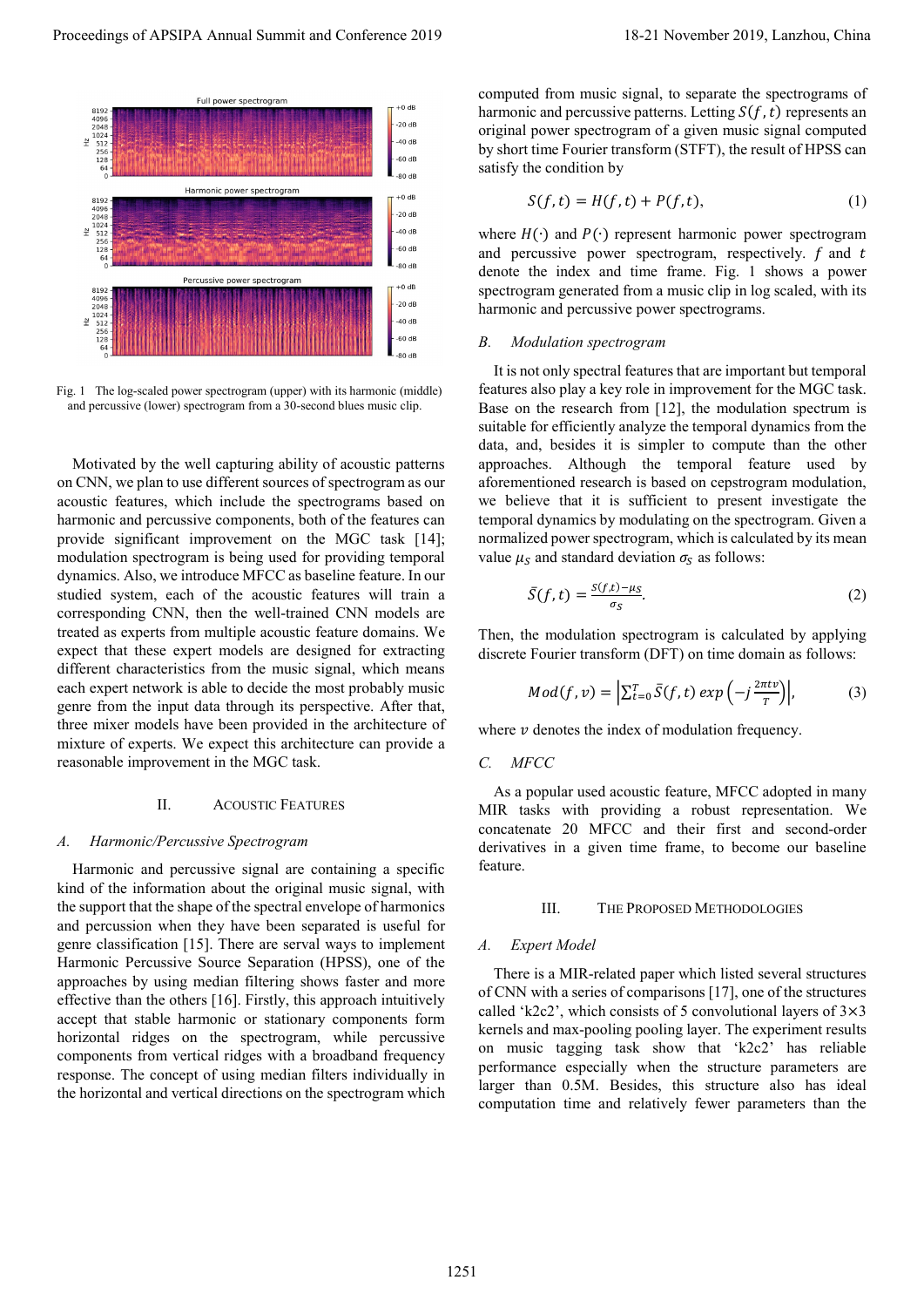Fig. 1 The log-scaled power spectrogram (upper) with its harmonic (middle) and percussive (lower) spectrogram from a 30-second blues music clip.

Motivated by the well capturing ability of acoustic patterns on CNN, we plan to use different sources of spectrogram as our acoustic features, which include the spectrograms based on harmonic and percussive components, both of the features can provide significant improvement on the MGC task [14]; modulation spectrogram is being used for providing temporal dynamics. Also, we introduce MFCC as baseline feature. In our studied system, each of the acoustic features will train a corresponding CNN, then the well-trained CNN models are treated as experts from multiple acoustic feature domains. We expect that these expert models are designed for extracting different characteristics from the music signal, which means each expert network is able to decide the most probably music genre from the input data through its perspective. After that, three mixer models have been provided in the architecture of mixture of experts. We expect this architecture can provide a reasonable improvement in the MGC task.

## II. Acoustic Features

### A. Harmonic/Percussive Spectrogram

Harmonic and percussive signal are containing a specific kind of the information about the original music signal, with the support that the shape of the spectral envelope of harmonics and percussion when they have been separated is useful for genre classification [15]. There are serval ways to implement Harmonic Percussive Source Separation (HPSS), one of the approaches by using median filtering shows faster and more effective than the others [16]. Firstly, this approach intuitively accept that stable harmonic or stationary components form horizontal ridges on the spectrogram, while percussive components from vertical ridges with a broadband frequency response. The concept of using median filters individually in the horizontal and vertical directions on the spectrogram which computed from music signal, to separate the spectrograms of harmonic and percussive patterns. Letting $S(f,t)$ represents an original power spectrogram of a given music signal computed by short time Fourier transform (STFT), the result of HPSS can satisfy the condition by

$$S(f,t) = H(f,t) + P(f,t), \tag{1}$$

where $H(\cdot)$ and $P(\cdot)$ represent harmonic power spectrogram and percussive power spectrogram, respectively. $f$ and $t$ denote the index and time frame. Fig. 1 shows a power spectrogram generated from a music clip in log scaled, with its harmonic and percussive power spectrograms.

### B. Modulation spectrogram

It is not only spectral features that are important but temporal features also play a key role in improvement for the MGC task. Base on the research from [12], the modulation spectrum is suitable for efficiently analyze the temporal dynamics from the data, and, besides it is simpler to compute than the other approaches. Although the temporal feature used by aforementioned research is based on cepstrogram modulation, we believe that it is sufficient to present investigate the temporal dynamics by modulating on the spectrogram. Given a normalized power spectrogram, which is calculated by its mean value $\mu_S$ and standard deviation $\sigma_S$ as follows:

$$\bar{S}(f,t) = \frac{S(f,t) - \mu_S}{\sigma_S}. \tag{2}$$

Then, the modulation spectrogram is calculated by applying discrete Fourier transform (DFT) on time domain as follows:

$$Mod(f,v) = \left|\sum_{t=0}^{T} \bar{S}(f,t)\, exp\left(-j\frac{2\pi t v}{T}\right)\right|, \tag{3}$$

where $v$ denotes the index of modulation frequency.

### C. MFCC

As a popular used acoustic feature, MFCC adopted in many MIR tasks with providing a robust representation. We concatenate 20 MFCC and their first and second-order derivatives in a given time frame, to become our baseline feature.

## III. The Proposed Methodologies

### A. Expert Model

There is a MIR-related paper which listed several structures of CNN with a series of comparisons [17], one of the structures called 'k2c2', which consists of 5 convolutional layers of 3×3 kernels and max-pooling pooling layer. The experiment results on music tagging task show that 'k2c2' has reliable performance especially when the structure parameters are larger than 0.5M. Besides, this structure also has ideal computation time and relatively fewer parameters than the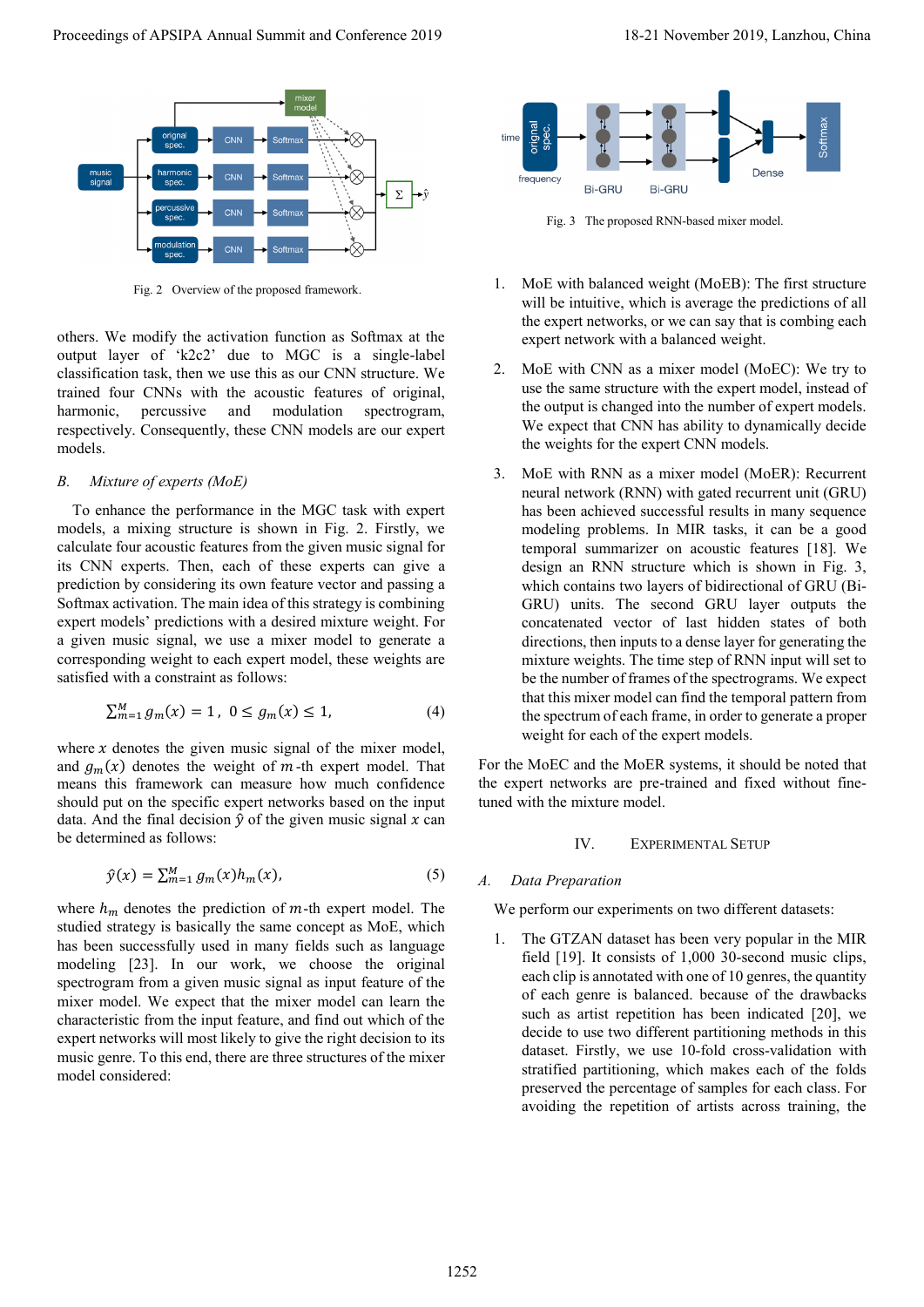Fig. 2 Overview of the proposed framework.

others. We modify the activation function as Softmax at the output layer of 'k2c2' due to MGC is a single-label classification task, then we use this as our CNN structure. We trained four CNNs with the acoustic features of original, harmonic, percussive and modulation spectrogram, respectively. Consequently, these CNN models are our expert models.

### B. Mixture of experts (MoE)

To enhance the performance in the MGC task with expert models, a mixing structure is shown in Fig. 2. Firstly, we calculate four acoustic features from the given music signal for its CNN experts. Then, each of these experts can give a prediction by considering its own feature vector and passing a Softmax activation. The main idea of this strategy is combining expert models' predictions with a desired mixture weight. For a given music signal, we use a mixer model to generate a corresponding weight to each expert model, these weights are satisfied with a constraint as follows:

$$\sum_{m=1}^{M} g_m(x) = 1,\ 0 \leq g_m(x) \leq 1, \tag{4}$$

where $x$ denotes the given music signal of the mixer model, and $g_m(x)$ denotes the weight of $m$-th expert model. That means this framework can measure how much confidence should put on the specific expert networks based on the input data. And the final decision $\hat{y}$ of the given music signal $x$ can be determined as follows:

$$\hat{y}(x) = \sum_{m=1}^{M} g_m(x) h_m(x), \tag{5}$$

where $h_m$ denotes the prediction of $m$-th expert model. The studied strategy is basically the same concept as MoE, which has been successfully used in many fields such as language modeling [23]. In our work, we choose the original spectrogram from a given music signal as input feature of the mixer model. We expect that the mixer model can learn the characteristic from the input feature, and find out which of the expert networks will most likely to give the right decision to its music genre. To this end, there are three structures of the mixer model considered:

Fig. 3 The proposed RNN-based mixer model.

1. MoE with balanced weight (MoEB): The first structure will be intuitive, which is average the predictions of all the expert networks, or we can say that is combining each expert network with a balanced weight.
2. MoE with CNN as a mixer model (MoEC): We try to use the same structure with the expert model, instead of the output is changed into the number of expert models. We expect that CNN has ability to dynamically decide the weights for the expert CNN models.
3. MoE with RNN as a mixer model (MoER): Recurrent neural network (RNN) with gated recurrent unit (GRU) has been achieved successful results in many sequence modeling problems. In MIR tasks, it can be a good temporal summarizer on acoustic features [18]. We design an RNN structure which is shown in Fig. 3, which contains two layers of bidirectional of GRU (Bi-GRU) units. The second GRU layer outputs the concatenated vector of last hidden states of both directions, then inputs to a dense layer for generating the mixture weights. The time step of RNN input will set to be the number of frames of the spectrograms. We expect that this mixer model can find the temporal pattern from the spectrum of each frame, in order to generate a proper weight for each of the expert models.

For the MoEC and the MoER systems, it should be noted that the expert networks are pre-trained and fixed without fine-tuned with the mixture model.

## IV. Experimental Setup

### A. Data Preparation

We perform our experiments on two different datasets:

1. The GTZAN dataset has been very popular in the MIR field [19]. It consists of 1,000 30-second music clips, each clip is annotated with one of 10 genres, the quantity of each genre is balanced. because of the drawbacks such as artist repetition has been indicated [20], we decide to use two different partitioning methods in this dataset. Firstly, we use 10-fold cross-validation with stratified partitioning, which makes each of the folds preserved the percentage of samples for each class. For avoiding the repetition of artists across training, the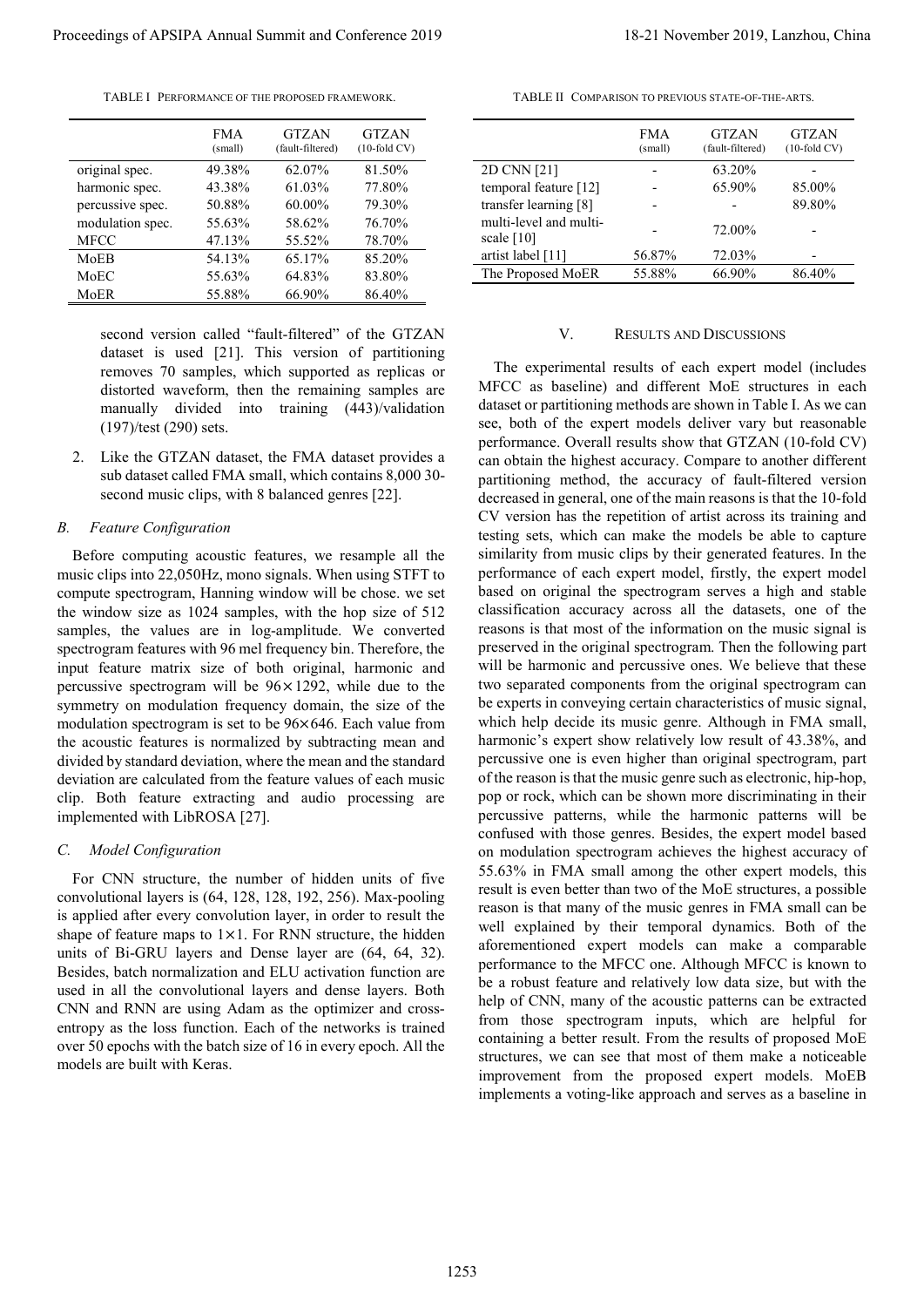TABLE I Performance of the proposed framework.

| | FMA (small) | GTZAN (fault-filtered) | GTZAN (10-fold CV) |
|---|---|---|---|
| original spec. | 49.38% | 62.07% | 81.50% |
| harmonic spec. | 43.38% | 61.03% | 77.80% |
| percussive spec. | 50.88% | 60.00% | 79.30% |
| modulation spec. | 55.63% | 58.62% | 76.70% |
| MFCC | 47.13% | 55.52% | 78.70% |
| MoEB | 54.13% | 65.17% | 85.20% |
| MoEC | 55.63% | 64.83% | 83.80% |
| MoER | 55.88% | 66.90% | 86.40% |

second version called "fault-filtered" of the GTZAN dataset is used [21]. This version of partitioning removes 70 samples, which supported as replicas or distorted waveform, then the remaining samples are manually divided into training (443)/validation (197)/test (290) sets.

2. Like the GTZAN dataset, the FMA dataset provides a sub dataset called FMA small, which contains 8,000 30-second music clips, with 8 balanced genres [22].

### B. Feature Configuration

Before computing acoustic features, we resample all the music clips into 22,050Hz, mono signals. When using STFT to compute spectrogram, Hanning window will be chose. we set the window size as 1024 samples, with the hop size of 512 samples, the values are in log-amplitude. We converted spectrogram features with 96 mel frequency bin. Therefore, the input feature matrix size of both original, harmonic and percussive spectrogram will be $96\times1292$, while due to the symmetry on modulation frequency domain, the size of the modulation spectrogram is set to be $96\times646$. Each value from the acoustic features is normalized by subtracting mean and divided by standard deviation, where the mean and the standard deviation are calculated from the feature values of each music clip. Both feature extracting and audio processing are implemented with LibROSA [27].

### C. Model Configuration

For CNN structure, the number of hidden units of five convolutional layers is (64, 128, 128, 192, 256). Max-pooling is applied after every convolution layer, in order to result the shape of feature maps to $1\times1$. For RNN structure, the hidden units of Bi-GRU layers and Dense layer are (64, 64, 32). Besides, batch normalization and ELU activation function are used in all the convolutional layers and dense layers. Both CNN and RNN are using Adam as the optimizer and cross-entropy as the loss function. Each of the networks is trained over 50 epochs with the batch size of 16 in every epoch. All the models are built with Keras.

TABLE II Comparison to previous state-of-the-arts.

| | FMA (small) | GTZAN (fault-filtered) | GTZAN (10-fold CV) |
|---|---|---|---|
| 2D CNN [21] | - | 63.20% | - |
| temporal feature [12] | - | 65.90% | 85.00% |
| transfer learning [8] | - | - | 89.80% |
| multi-level and multi-scale [10] | - | 72.00% | - |
| artist label [11] | 56.87% | 72.03% | - |
| The Proposed MoER | 55.88% | 66.90% | 86.40% |

## V. Results and Discussions

The experimental results of each expert model (includes MFCC as baseline) and different MoE structures in each dataset or partitioning methods are shown in Table I. As we can see, both of the expert models deliver vary but reasonable performance. Overall results show that GTZAN (10-fold CV) can obtain the highest accuracy. Compare to another different partitioning method, the accuracy of fault-filtered version decreased in general, one of the main reasons is that the 10-fold CV version has the repetition of artist across its training and testing sets, which can make the models be able to capture similarity from music clips by their generated features. In the performance of each expert model, firstly, the expert model based on original the spectrogram serves a high and stable classification accuracy across all the datasets, one of the reasons is that most of the information on the music signal is preserved in the original spectrogram. Then the following part will be harmonic and percussive ones. We believe that these two separated components from the original spectrogram can be experts in conveying certain characteristics of music signal, which help decide its music genre. Although in FMA small, harmonic's expert show relatively low result of 43.38%, and percussive one is even higher than original spectrogram, part of the reason is that the music genre such as electronic, hip-hop, pop or rock, which can be shown more discriminating in their percussive patterns, while the harmonic patterns will be confused with those genres. Besides, the expert model based on modulation spectrogram achieves the highest accuracy of 55.63% in FMA small among the other expert models, this result is even better than two of the MoE structures, a possible reason is that many of the music genres in FMA small can be well explained by their temporal dynamics. Both of the aforementioned expert models can make a comparable performance to the MFCC one. Although MFCC is known to be a robust feature and relatively low data size, but with the help of CNN, many of the acoustic patterns can be extracted from those spectrogram inputs, which are helpful for containing a better result. From the results of proposed MoE structures, we can see that most of them make a noticeable improvement from the proposed expert models. MoEB implements a voting-like approach and serves as a baseline in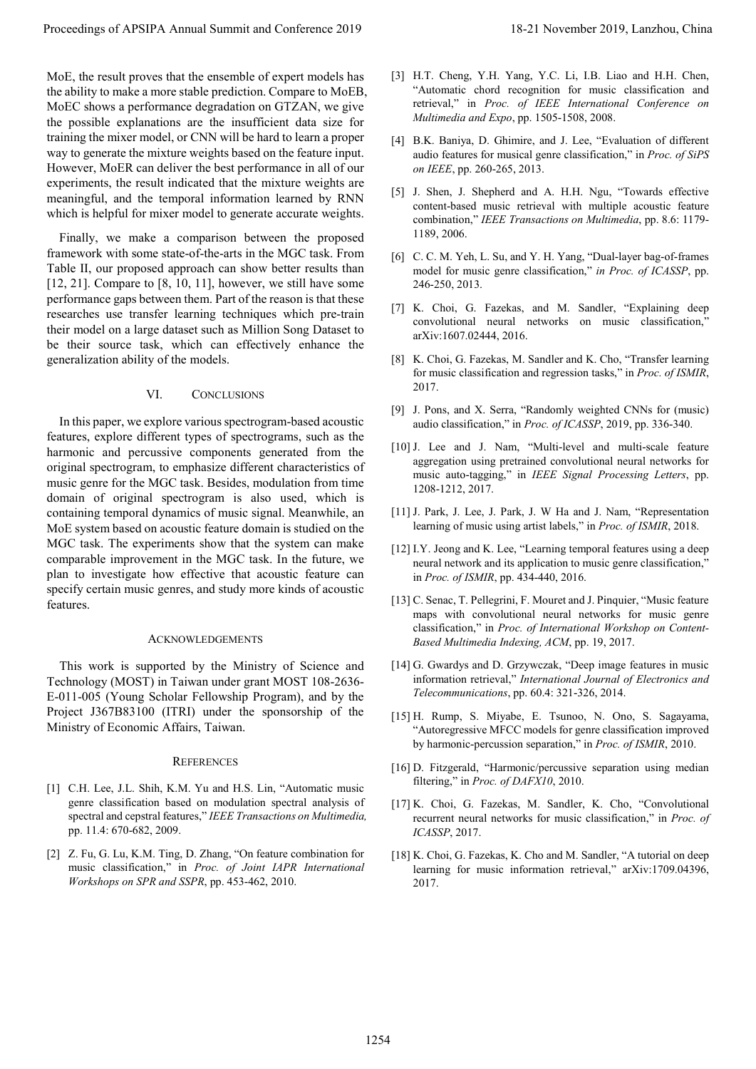MoE, the result proves that the ensemble of expert models has the ability to make a more stable prediction. Compare to MoEB, MoEC shows a performance degradation on GTZAN, we give the possible explanations are the insufficient data size for training the mixer model, or CNN will be hard to learn a proper way to generate the mixture weights based on the feature input. However, MoER can deliver the best performance in all of our experiments, the result indicated that the mixture weights are meaningful, and the temporal information learned by RNN which is helpful for mixer model to generate accurate weights.

Finally, we make a comparison between the proposed framework with some state-of-the-arts in the MGC task. From Table II, our proposed approach can show better results than [12, 21]. Compare to [8, 10, 11], however, we still have some performance gaps between them. Part of the reason is that these researches use transfer learning techniques which pre-train their model on a large dataset such as Million Song Dataset to be their source task, which can effectively enhance the generalization ability of the models.

## VI. Conclusions

In this paper, we explore various spectrogram-based acoustic features, explore different types of spectrograms, such as the harmonic and percussive components generated from the original spectrogram, to emphasize different characteristics of music genre for the MGC task. Besides, modulation from time domain of original spectrogram is also used, which is containing temporal dynamics of music signal. Meanwhile, an MoE system based on acoustic feature domain is studied on the MGC task. The experiments show that the system can make comparable improvement in the MGC task. In the future, we plan to investigate how effective that acoustic feature can specify certain music genres, and study more kinds of acoustic features.

## Acknowledgements

This work is supported by the Ministry of Science and Technology (MOST) in Taiwan under grant MOST 108-2636-E-011-005 (Young Scholar Fellowship Program), and by the Project J367B83100 (ITRI) under the sponsorship of the Ministry of Economic Affairs, Taiwan.

## References

[1] C.H. Lee, J.L. Shih, K.M. Yu and H.S. Lin, "Automatic music genre classification based on modulation spectral analysis of spectral and cepstral features," *IEEE Transactions on Multimedia,* pp. 11.4: 670-682, 2009.

[2] Z. Fu, G. Lu, K.M. Ting, D. Zhang, "On feature combination for music classification," in *Proc. of Joint IAPR International Workshops on SPR and SSPR*, pp. 453-462, 2010.

[3] H.T. Cheng, Y.H. Yang, Y.C. Li, I.B. Liao and H.H. Chen, "Automatic chord recognition for music classification and retrieval," in *Proc. of IEEE International Conference on Multimedia and Expo*, pp. 1505-1508, 2008.

[4] B.K. Baniya, D. Ghimire, and J. Lee, "Evaluation of different audio features for musical genre classification," in *Proc. of SiPS on IEEE*, pp. 260-265, 2013.

[5] J. Shen, J. Shepherd and A. H.H. Ngu, "Towards effective content-based music retrieval with multiple acoustic feature combination," *IEEE Transactions on Multimedia*, pp. 8.6: 1179-1189, 2006.

[6] C. C. M. Yeh, L. Su, and Y. H. Yang, "Dual-layer bag-of-frames model for music genre classification," *in Proc. of ICASSP*, pp. 246-250, 2013.

[7] K. Choi, G. Fazekas, and M. Sandler, "Explaining deep convolutional neural networks on music classification," arXiv:1607.02444, 2016.

[8] K. Choi, G. Fazekas, M. Sandler and K. Cho, "Transfer learning for music classification and regression tasks," in *Proc. of ISMIR*, 2017.

[9] J. Pons, and X. Serra, "Randomly weighted CNNs for (music) audio classification," in *Proc. of ICASSP*, 2019, pp. 336-340.

[10] J. Lee and J. Nam, "Multi-level and multi-scale feature aggregation using pretrained convolutional neural networks for music auto-tagging," in *IEEE Signal Processing Letters*, pp. 1208-1212, 2017.

[11] J. Park, J. Lee, J. Park, J. W Ha and J. Nam, "Representation learning of music using artist labels," in *Proc. of ISMIR*, 2018.

[12] I.Y. Jeong and K. Lee, "Learning temporal features using a deep neural network and its application to music genre classification," in *Proc. of ISMIR*, pp. 434-440, 2016.

[13] C. Senac, T. Pellegrini, F. Mouret and J. Pinquier, "Music feature maps with convolutional neural networks for music genre classification," in *Proc. of International Workshop on Content-Based Multimedia Indexing, ACM*, pp. 19, 2017.

[14] G. Gwardys and D. Grzywczak, "Deep image features in music information retrieval," *International Journal of Electronics and Telecommunications*, pp. 60.4: 321-326, 2014.

[15] H. Rump, S. Miyabe, E. Tsunoo, N. Ono, S. Sagayama, "Autoregressive MFCC models for genre classification improved by harmonic-percussion separation," in *Proc. of ISMIR*, 2010.

[16] D. Fitzgerald, "Harmonic/percussive separation using median filtering," in *Proc. of DAFX10*, 2010.

[17] K. Choi, G. Fazekas, M. Sandler, K. Cho, "Convolutional recurrent neural networks for music classification," in *Proc. of ICASSP*, 2017.

[18] K. Choi, G. Fazekas, K. Cho and M. Sandler, "A tutorial on deep learning for music information retrieval," arXiv:1709.04396, 2017.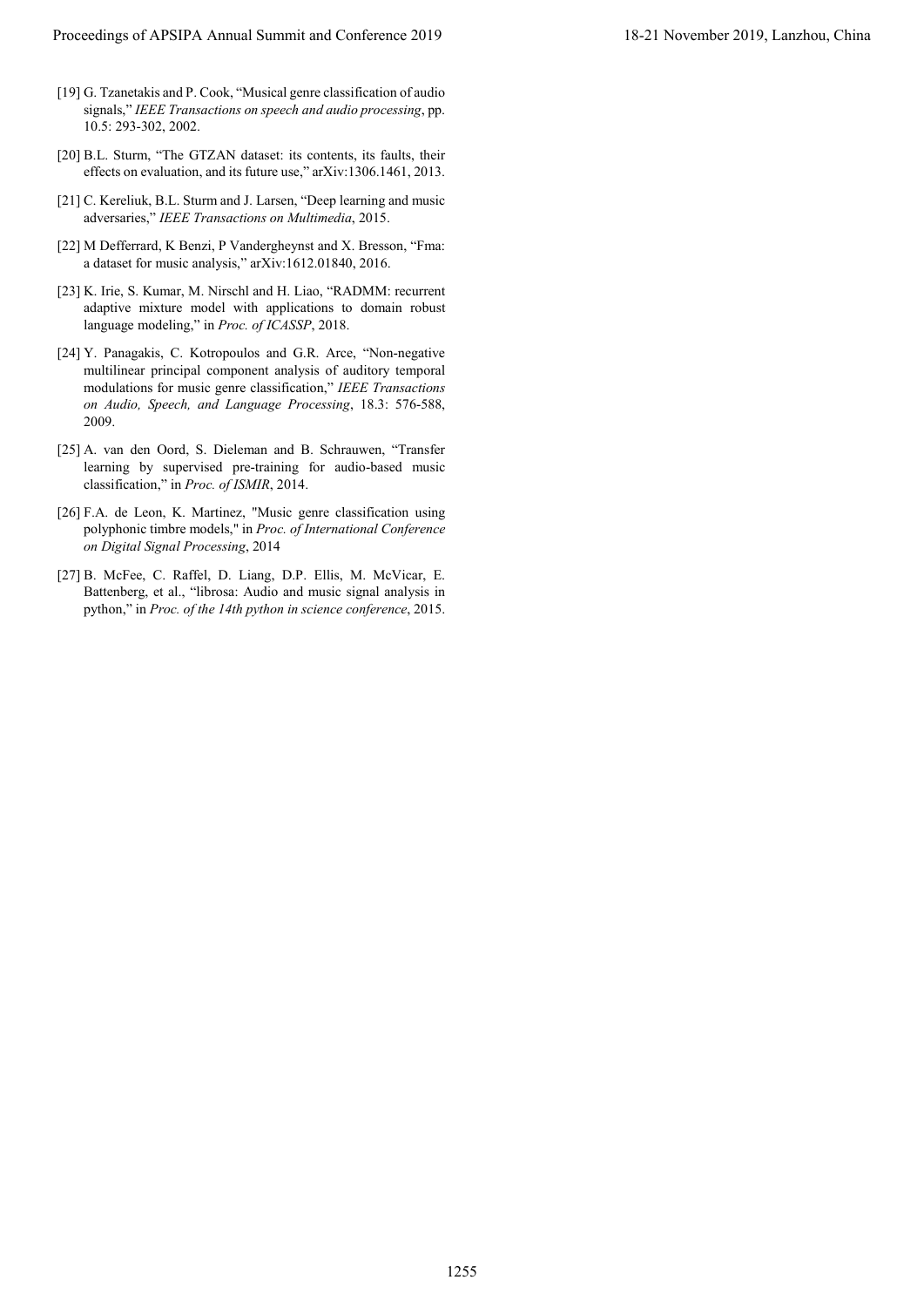[19] G. Tzanetakis and P. Cook, "Musical genre classification of audio signals," *IEEE Transactions on speech and audio processing*, pp. 10.5: 293-302, 2002.

[20] B.L. Sturm, "The GTZAN dataset: its contents, its faults, their effects on evaluation, and its future use," arXiv:1306.1461, 2013.

[21] C. Kereliuk, B.L. Sturm and J. Larsen, "Deep learning and music adversaries," *IEEE Transactions on Multimedia*, 2015.

[22] M Defferrard, K Benzi, P Vandergheynst and X. Bresson, "Fma: a dataset for music analysis," arXiv:1612.01840, 2016.

[23] K. Irie, S. Kumar, M. Nirschl and H. Liao, "RADMM: recurrent adaptive mixture model with applications to domain robust language modeling," in *Proc. of ICASSP*, 2018.

[24] Y. Panagakis, C. Kotropoulos and G.R. Arce, "Non-negative multilinear principal component analysis of auditory temporal modulations for music genre classification," *IEEE Transactions on Audio, Speech, and Language Processing*, 18.3: 576-588, 2009.

[25] A. van den Oord, S. Dieleman and B. Schrauwen, "Transfer learning by supervised pre-training for audio-based music classification," in *Proc. of ISMIR*, 2014.

[26] F.A. de Leon, K. Martinez, "Music genre classification using polyphonic timbre models," in *Proc. of International Conference on Digital Signal Processing*, 2014

[27] B. McFee, C. Raffel, D. Liang, D.P. Ellis, M. McVicar, E. Battenberg, et al., "librosa: Audio and music signal analysis in python," in *Proc. of the 14th python in science conference*, 2015.